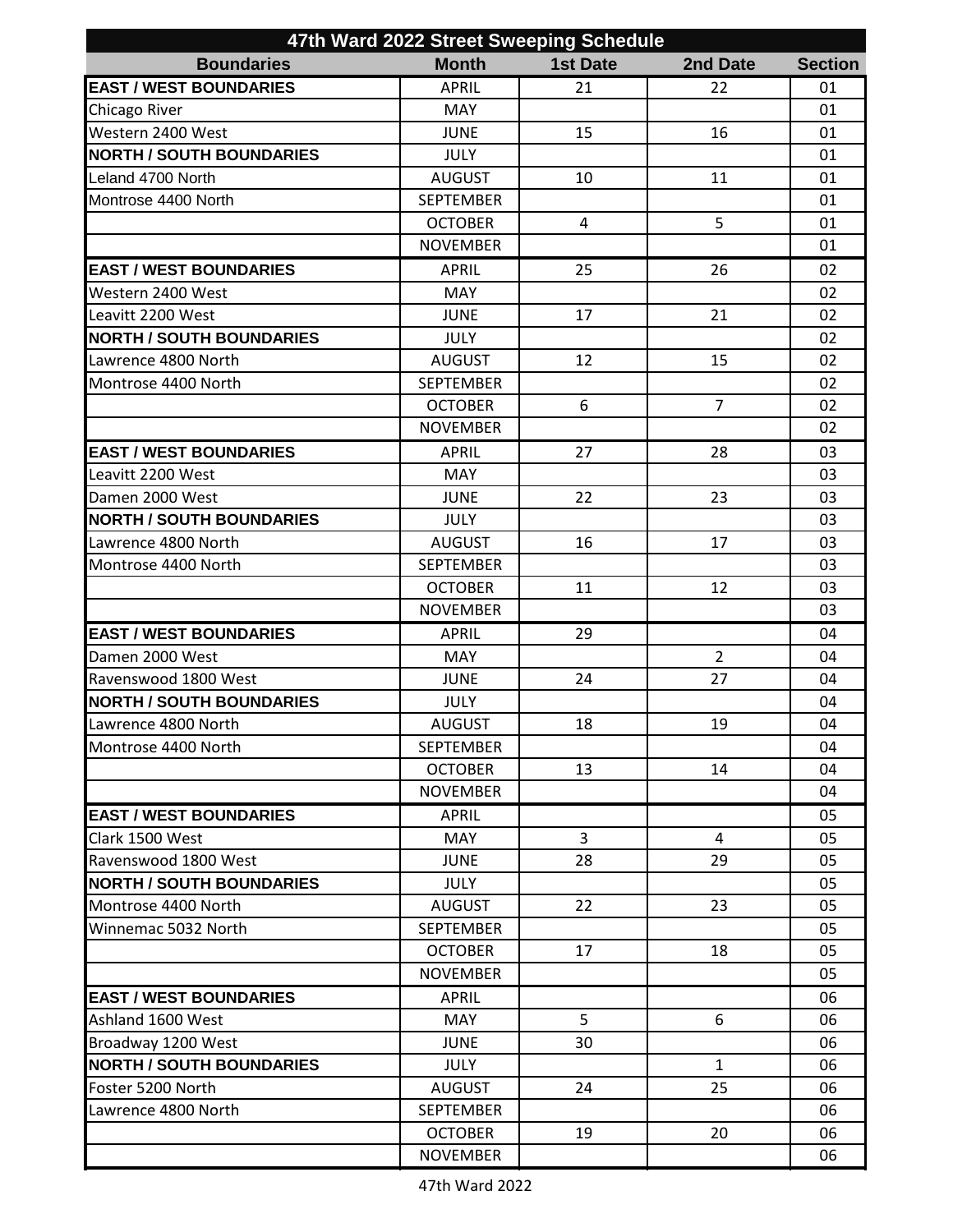# 47th Ward 2022 Street Sweeping Schedule

| Boundaries | Month | 1st Date | 2nd Date | Section |
|---|---|---|---|---|
| **EAST / WEST BOUNDARIES** | APRIL | 21 | 22 | 01 |
| Chicago River | MAY | | | 01 |
| Western 2400 West | JUNE | 15 | 16 | 01 |
| **NORTH / SOUTH BOUNDARIES** | JULY | | | 01 |
| Leland 4700 North | AUGUST | 10 | 11 | 01 |
| Montrose 4400 North | SEPTEMBER | | | 01 |
| | OCTOBER | 4 | 5 | 01 |
| | NOVEMBER | | | 01 |
| **EAST / WEST BOUNDARIES** | APRIL | 25 | 26 | 02 |
| Western 2400 West | MAY | | | 02 |
| Leavitt 2200 West | JUNE | 17 | 21 | 02 |
| **NORTH / SOUTH BOUNDARIES** | JULY | | | 02 |
| Lawrence 4800 North | AUGUST | 12 | 15 | 02 |
| Montrose 4400 North | SEPTEMBER | | | 02 |
| | OCTOBER | 6 | 7 | 02 |
| | NOVEMBER | | | 02 |
| **EAST / WEST BOUNDARIES** | APRIL | 27 | 28 | 03 |
| Leavitt 2200 West | MAY | | | 03 |
| Damen 2000 West | JUNE | 22 | 23 | 03 |
| **NORTH / SOUTH BOUNDARIES** | JULY | | | 03 |
| Lawrence 4800 North | AUGUST | 16 | 17 | 03 |
| Montrose 4400 North | SEPTEMBER | | | 03 |
| | OCTOBER | 11 | 12 | 03 |
| | NOVEMBER | | | 03 |
| **EAST / WEST BOUNDARIES** | APRIL | 29 | | 04 |
| Damen 2000 West | MAY | | 2 | 04 |
| Ravenswood 1800 West | JUNE | 24 | 27 | 04 |
| **NORTH / SOUTH BOUNDARIES** | JULY | | | 04 |
| Lawrence 4800 North | AUGUST | 18 | 19 | 04 |
| Montrose 4400 North | SEPTEMBER | | | 04 |
| | OCTOBER | 13 | 14 | 04 |
| | NOVEMBER | | | 04 |
| **EAST / WEST BOUNDARIES** | APRIL | | | 05 |
| Clark 1500 West | MAY | 3 | 4 | 05 |
| Ravenswood 1800 West | JUNE | 28 | 29 | 05 |
| **NORTH / SOUTH BOUNDARIES** | JULY | | | 05 |
| Montrose 4400 North | AUGUST | 22 | 23 | 05 |
| Winnemac 5032 North | SEPTEMBER | | | 05 |
| | OCTOBER | 17 | 18 | 05 |
| | NOVEMBER | | | 05 |
| **EAST / WEST BOUNDARIES** | APRIL | | | 06 |
| Ashland 1600 West | MAY | 5 | 6 | 06 |
| Broadway 1200 West | JUNE | 30 | | 06 |
| **NORTH / SOUTH BOUNDARIES** | JULY | | 1 | 06 |
| Foster 5200 North | AUGUST | 24 | 25 | 06 |
| Lawrence 4800 North | SEPTEMBER | | | 06 |
| | OCTOBER | 19 | 20 | 06 |
| | NOVEMBER | | | 06 |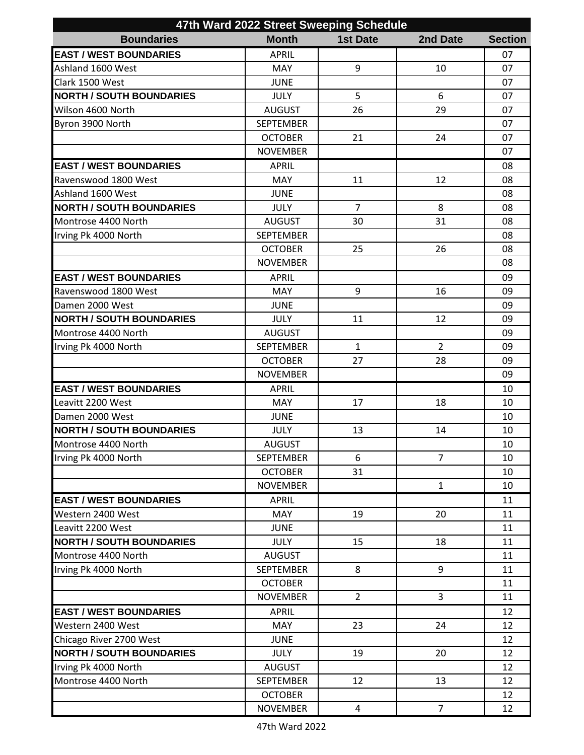| 47th Ward 2022 Street Sweeping Schedule | | | | |
|---|---|---|---|---|
| **Boundaries** | **Month** | **1st Date** | **2nd Date** | **Section** |
| **EAST / WEST BOUNDARIES** | APRIL | | | 07 |
| Ashland 1600 West | MAY | 9 | 10 | 07 |
| Clark 1500 West | JUNE | | | 07 |
| **NORTH / SOUTH BOUNDARIES** | JULY | 5 | 6 | 07 |
| Wilson 4600 North | AUGUST | 26 | 29 | 07 |
| Byron 3900 North | SEPTEMBER | | | 07 |
| | OCTOBER | 21 | 24 | 07 |
| | NOVEMBER | | | 07 |
| **EAST / WEST BOUNDARIES** | APRIL | | | 08 |
| Ravenswood 1800 West | MAY | 11 | 12 | 08 |
| Ashland 1600 West | JUNE | | | 08 |
| **NORTH / SOUTH BOUNDARIES** | JULY | 7 | 8 | 08 |
| Montrose 4400 North | AUGUST | 30 | 31 | 08 |
| Irving Pk 4000 North | SEPTEMBER | | | 08 |
| | OCTOBER | 25 | 26 | 08 |
| | NOVEMBER | | | 08 |
| **EAST / WEST BOUNDARIES** | APRIL | | | 09 |
| Ravenswood 1800 West | MAY | 9 | 16 | 09 |
| Damen 2000 West | JUNE | | | 09 |
| **NORTH / SOUTH BOUNDARIES** | JULY | 11 | 12 | 09 |
| Montrose 4400 North | AUGUST | | | 09 |
| Irving Pk 4000 North | SEPTEMBER | 1 | 2 | 09 |
| | OCTOBER | 27 | 28 | 09 |
| | NOVEMBER | | | 09 |
| **EAST / WEST BOUNDARIES** | APRIL | | | 10 |
| Leavitt 2200 West | MAY | 17 | 18 | 10 |
| Damen 2000 West | JUNE | | | 10 |
| **NORTH / SOUTH BOUNDARIES** | JULY | 13 | 14 | 10 |
| Montrose 4400 North | AUGUST | | | 10 |
| Irving Pk 4000 North | SEPTEMBER | 6 | 7 | 10 |
| | OCTOBER | 31 | | 10 |
| | NOVEMBER | | 1 | 10 |
| **EAST / WEST BOUNDARIES** | APRIL | | | 11 |
| Western 2400 West | MAY | 19 | 20 | 11 |
| Leavitt 2200 West | JUNE | | | 11 |
| **NORTH / SOUTH BOUNDARIES** | JULY | 15 | 18 | 11 |
| Montrose 4400 North | AUGUST | | | 11 |
| Irving Pk 4000 North | SEPTEMBER | 8 | 9 | 11 |
| | OCTOBER | | | 11 |
| | NOVEMBER | 2 | 3 | 11 |
| **EAST / WEST BOUNDARIES** | APRIL | | | 12 |
| Western 2400 West | MAY | 23 | 24 | 12 |
| Chicago River 2700 West | JUNE | | | 12 |
| **NORTH / SOUTH BOUNDARIES** | JULY | 19 | 20 | 12 |
| Irving Pk 4000 North | AUGUST | | | 12 |
| Montrose 4400 North | SEPTEMBER | 12 | 13 | 12 |
| | OCTOBER | | | 12 |
| | NOVEMBER | 4 | 7 | 12 |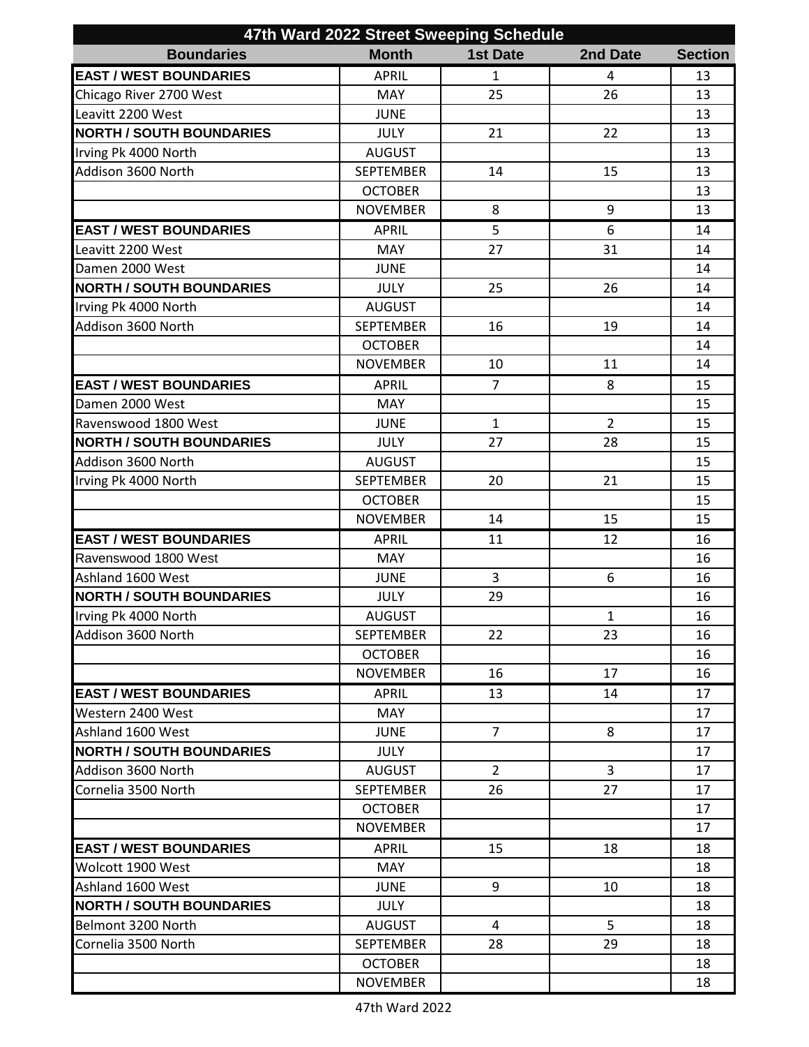# 47th Ward 2022 Street Sweeping Schedule

| Boundaries | Month | 1st Date | 2nd Date | Section |
|---|---|---|---|---|
| **EAST / WEST BOUNDARIES** | APRIL | 1 | 4 | 13 |
| Chicago River 2700 West | MAY | 25 | 26 | 13 |
| Leavitt 2200 West | JUNE | | | 13 |
| **NORTH / SOUTH BOUNDARIES** | JULY | 21 | 22 | 13 |
| Irving Pk 4000 North | AUGUST | | | 13 |
| Addison 3600 North | SEPTEMBER | 14 | 15 | 13 |
| | OCTOBER | | | 13 |
| | NOVEMBER | 8 | 9 | 13 |
| **EAST / WEST BOUNDARIES** | APRIL | 5 | 6 | 14 |
| Leavitt 2200 West | MAY | 27 | 31 | 14 |
| Damen 2000 West | JUNE | | | 14 |
| **NORTH / SOUTH BOUNDARIES** | JULY | 25 | 26 | 14 |
| Irving Pk 4000 North | AUGUST | | | 14 |
| Addison 3600 North | SEPTEMBER | 16 | 19 | 14 |
| | OCTOBER | | | 14 |
| | NOVEMBER | 10 | 11 | 14 |
| **EAST / WEST BOUNDARIES** | APRIL | 7 | 8 | 15 |
| Damen 2000 West | MAY | | | 15 |
| Ravenswood 1800 West | JUNE | 1 | 2 | 15 |
| **NORTH / SOUTH BOUNDARIES** | JULY | 27 | 28 | 15 |
| Addison 3600 North | AUGUST | | | 15 |
| Irving Pk 4000 North | SEPTEMBER | 20 | 21 | 15 |
| | OCTOBER | | | 15 |
| | NOVEMBER | 14 | 15 | 15 |
| **EAST / WEST BOUNDARIES** | APRIL | 11 | 12 | 16 |
| Ravenswood 1800 West | MAY | | | 16 |
| Ashland 1600 West | JUNE | 3 | 6 | 16 |
| **NORTH / SOUTH BOUNDARIES** | JULY | 29 | | 16 |
| Irving Pk 4000 North | AUGUST | | 1 | 16 |
| Addison 3600 North | SEPTEMBER | 22 | 23 | 16 |
| | OCTOBER | | | 16 |
| | NOVEMBER | 16 | 17 | 16 |
| **EAST / WEST BOUNDARIES** | APRIL | 13 | 14 | 17 |
| Western 2400 West | MAY | | | 17 |
| Ashland 1600 West | JUNE | 7 | 8 | 17 |
| **NORTH / SOUTH BOUNDARIES** | JULY | | | 17 |
| Addison 3600 North | AUGUST | 2 | 3 | 17 |
| Cornelia 3500 North | SEPTEMBER | 26 | 27 | 17 |
| | OCTOBER | | | 17 |
| | NOVEMBER | | | 17 |
| **EAST / WEST BOUNDARIES** | APRIL | 15 | 18 | 18 |
| Wolcott 1900 West | MAY | | | 18 |
| Ashland 1600 West | JUNE | 9 | 10 | 18 |
| **NORTH / SOUTH BOUNDARIES** | JULY | | | 18 |
| Belmont 3200 North | AUGUST | 4 | 5 | 18 |
| Cornelia 3500 North | SEPTEMBER | 28 | 29 | 18 |
| | OCTOBER | | | 18 |
| | NOVEMBER | | | 18 |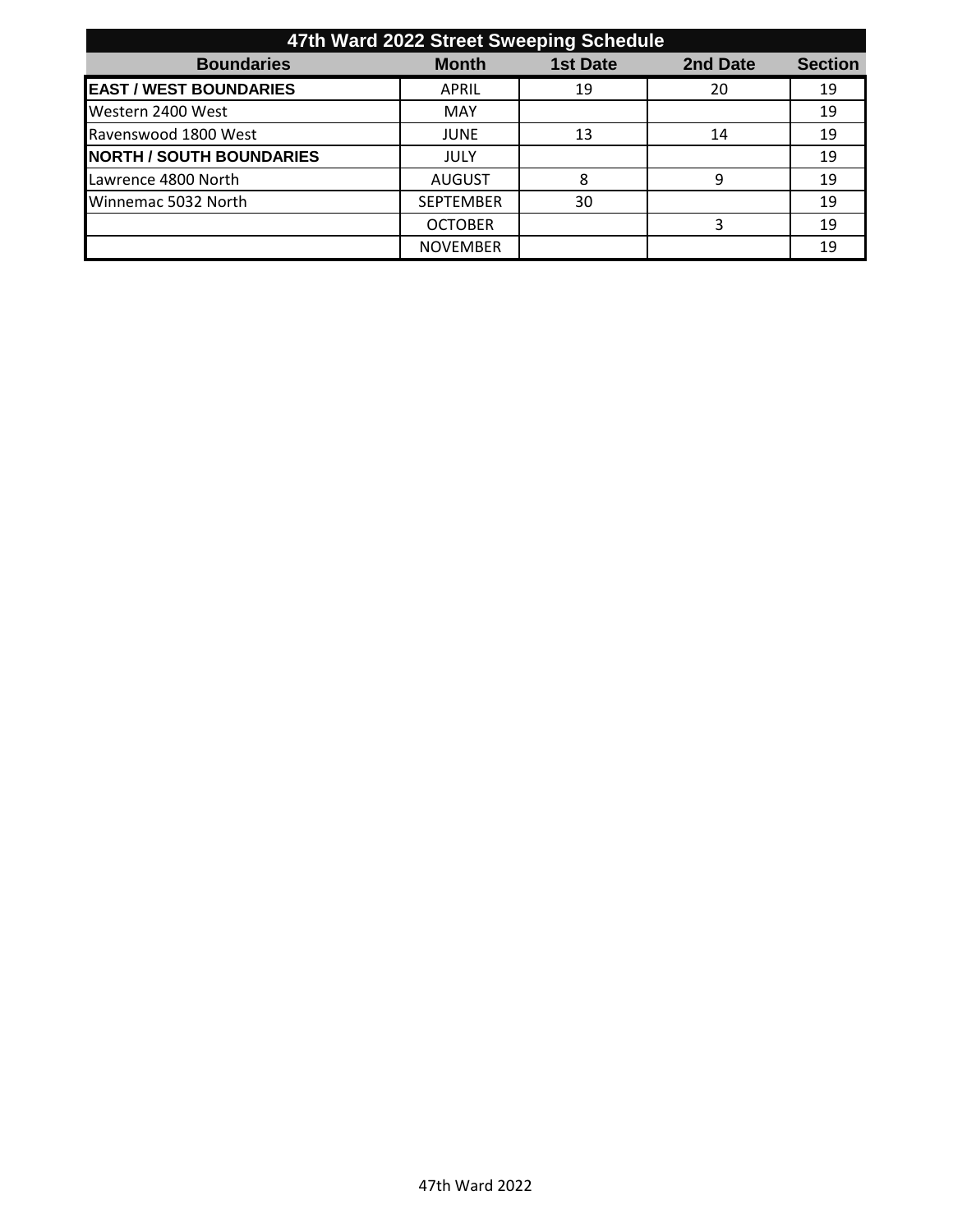| 47th Ward 2022 Street Sweeping Schedule | | | | |
|---|---|---|---|---|
| **Boundaries** | **Month** | **1st Date** | **2nd Date** | **Section** |
| **EAST / WEST BOUNDARIES** | APRIL | 19 | 20 | 19 |
| Western 2400 West | MAY | | | 19 |
| Ravenswood 1800 West | JUNE | 13 | 14 | 19 |
| **NORTH / SOUTH BOUNDARIES** | JULY | | | 19 |
| Lawrence 4800 North | AUGUST | 8 | 9 | 19 |
| Winnemac 5032 North | SEPTEMBER | 30 | | 19 |
| | OCTOBER | | 3 | 19 |
| | NOVEMBER | | | 19 |